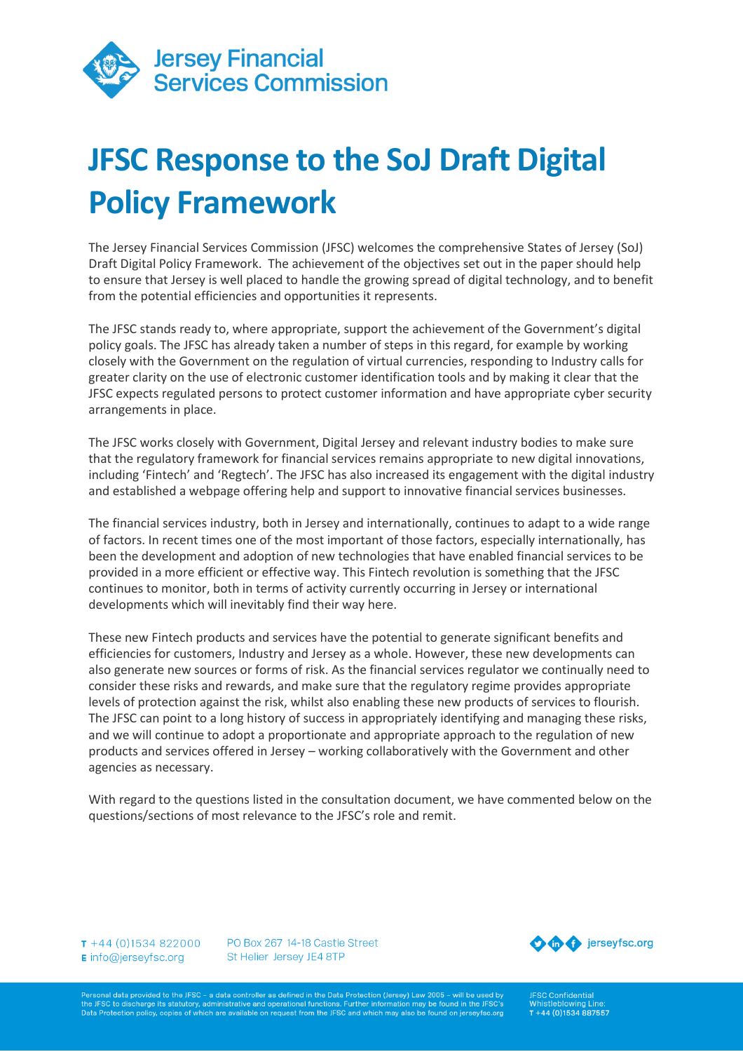# JFSC Response to the SoJ Draft Digital Policy Framework

The Jersey Financial Services Commission (JFSC) welcomes the comprehensive States of Jersey (SoJ) Draft Digital Policy Framework. The achievement of the objectives set out in the paper should help to ensure that Jersey is well placed to handle the growing spread of digital technology, and to benefit from the potential efficiencies and opportunities it represents.

The JFSC stands ready to, where appropriate, support the achievement of the Government's digital policy goals. The JFSC has already taken a number of steps in this regard, for example by working closely with the Government on the regulation of virtual currencies, responding to Industry calls for greater clarity on the use of electronic customer identification tools and by making it clear that the JFSC expects regulated persons to protect customer information and have appropriate cyber security arrangements in place.

The JFSC works closely with Government, Digital Jersey and relevant industry bodies to make sure that the regulatory framework for financial services remains appropriate to new digital innovations, including 'Fintech' and 'Regtech'. The JFSC has also increased its engagement with the digital industry and established a webpage offering help and support to innovative financial services businesses.

The financial services industry, both in Jersey and internationally, continues to adapt to a wide range of factors. In recent times one of the most important of those factors, especially internationally, has been the development and adoption of new technologies that have enabled financial services to be provided in a more efficient or effective way. This Fintech revolution is something that the JFSC continues to monitor, both in terms of activity currently occurring in Jersey or international developments which will inevitably find their way here.

These new Fintech products and services have the potential to generate significant benefits and efficiencies for customers, Industry and Jersey as a whole. However, these new developments can also generate new sources or forms of risk. As the financial services regulator we continually need to consider these risks and rewards, and make sure that the regulatory regime provides appropriate levels of protection against the risk, whilst also enabling these new products of services to flourish. The JFSC can point to a long history of success in appropriately identifying and managing these risks, and we will continue to adopt a proportionate and appropriate approach to the regulation of new products and services offered in Jersey – working collaboratively with the Government and other agencies as necessary.

With regard to the questions listed in the consultation document, we have commented below on the questions/sections of most relevance to the JFSC's role and remit.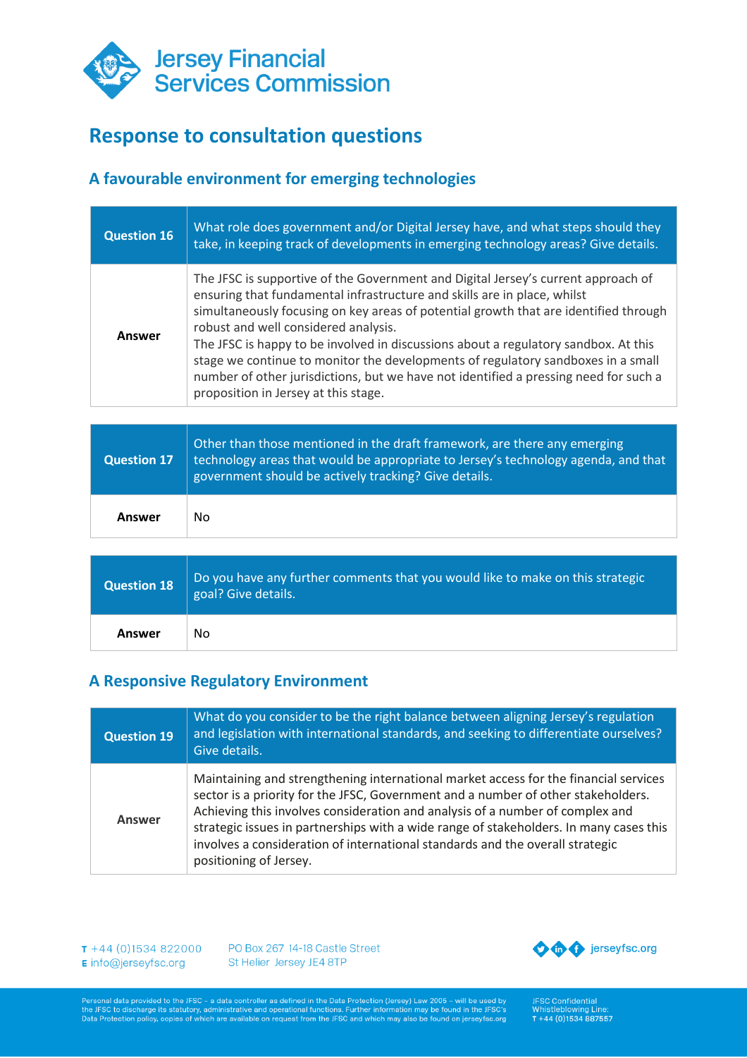# Response to consultation questions

## A favourable environment for emerging technologies

| **Question 16** | What role does government and/or Digital Jersey have, and what steps should they take, in keeping track of developments in emerging technology areas? Give details. |
|---|---|
| **Answer** | The JFSC is supportive of the Government and Digital Jersey's current approach of ensuring that fundamental infrastructure and skills are in place, whilst simultaneously focusing on key areas of potential growth that are identified through robust and well considered analysis.<br>The JFSC is happy to be involved in discussions about a regulatory sandbox. At this stage we continue to monitor the developments of regulatory sandboxes in a small number of other jurisdictions, but we have not identified a pressing need for such a proposition in Jersey at this stage. |

| **Question 17** | Other than those mentioned in the draft framework, are there any emerging technology areas that would be appropriate to Jersey's technology agenda, and that government should be actively tracking? Give details. |
|---|---|
| **Answer** | No |

| **Question 18** | Do you have any further comments that you would like to make on this strategic goal? Give details. |
|---|---|
| **Answer** | No |

## A Responsive Regulatory Environment

| **Question 19** | What do you consider to be the right balance between aligning Jersey's regulation and legislation with international standards, and seeking to differentiate ourselves? Give details. |
|---|---|
| **Answer** | Maintaining and strengthening international market access for the financial services sector is a priority for the JFSC, Government and a number of other stakeholders. Achieving this involves consideration and analysis of a number of complex and strategic issues in partnerships with a wide range of stakeholders. In many cases this involves a consideration of international standards and the overall strategic positioning of Jersey. |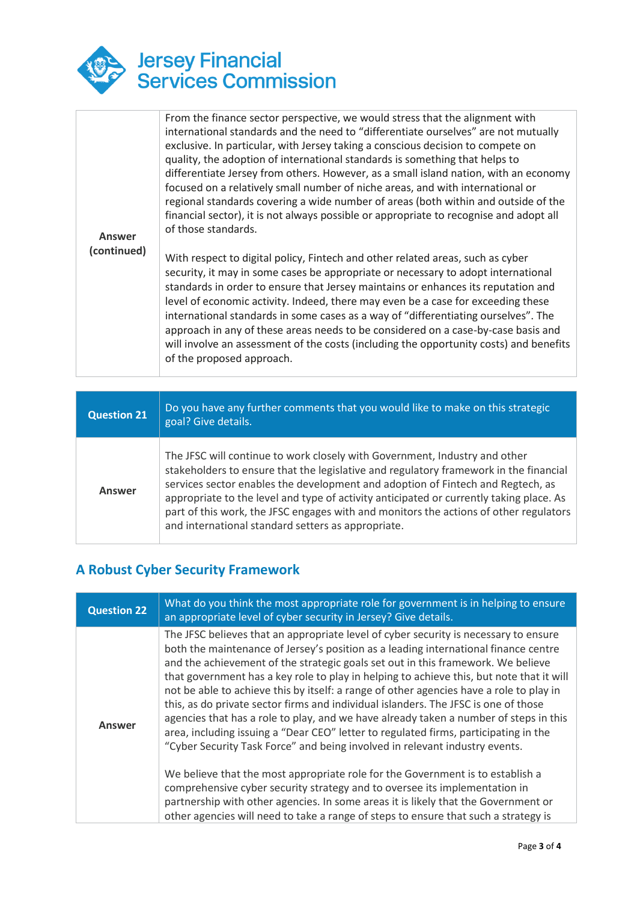| Answer (continued) | From the finance sector perspective, we would stress that the alignment with international standards and the need to "differentiate ourselves" are not mutually exclusive. In particular, with Jersey taking a conscious decision to compete on quality, the adoption of international standards is something that helps to differentiate Jersey from others. However, as a small island nation, with an economy focused on a relatively small number of niche areas, and with international or regional standards covering a wide number of areas (both within and outside of the financial sector), it is not always possible or appropriate to recognise and adopt all of those standards.<br><br>With respect to digital policy, Fintech and other related areas, such as cyber security, it may in some cases be appropriate or necessary to adopt international standards in order to ensure that Jersey maintains or enhances its reputation and level of economic activity. Indeed, there may even be a case for exceeding these international standards in some cases as a way of "differentiating ourselves". The approach in any of these areas needs to be considered on a case-by-case basis and will involve an assessment of the costs (including the opportunity costs) and benefits of the proposed approach. |
|---|---|

| Question 21 | Do you have any further comments that you would like to make on this strategic goal? Give details. |
|---|---|
| Answer | The JFSC will continue to work closely with Government, Industry and other stakeholders to ensure that the legislative and regulatory framework in the financial services sector enables the development and adoption of Fintech and Regtech, as appropriate to the level and type of activity anticipated or currently taking place. As part of this work, the JFSC engages with and monitors the actions of other regulators and international standard setters as appropriate. |

## A Robust Cyber Security Framework

| Question 22 | What do you think the most appropriate role for government is in helping to ensure an appropriate level of cyber security in Jersey? Give details. |
|---|---|
| Answer | The JFSC believes that an appropriate level of cyber security is necessary to ensure both the maintenance of Jersey's position as a leading international finance centre and the achievement of the strategic goals set out in this framework. We believe that government has a key role to play in helping to achieve this, but note that it will not be able to achieve this by itself: a range of other agencies have a role to play in this, as do private sector firms and individual islanders. The JFSC is one of those agencies that has a role to play, and we have already taken a number of steps in this area, including issuing a "Dear CEO" letter to regulated firms, participating in the "Cyber Security Task Force" and being involved in relevant industry events.<br><br>We believe that the most appropriate role for the Government is to establish a comprehensive cyber security strategy and to oversee its implementation in partnership with other agencies. In some areas it is likely that the Government or other agencies will need to take a range of steps to ensure that such a strategy is |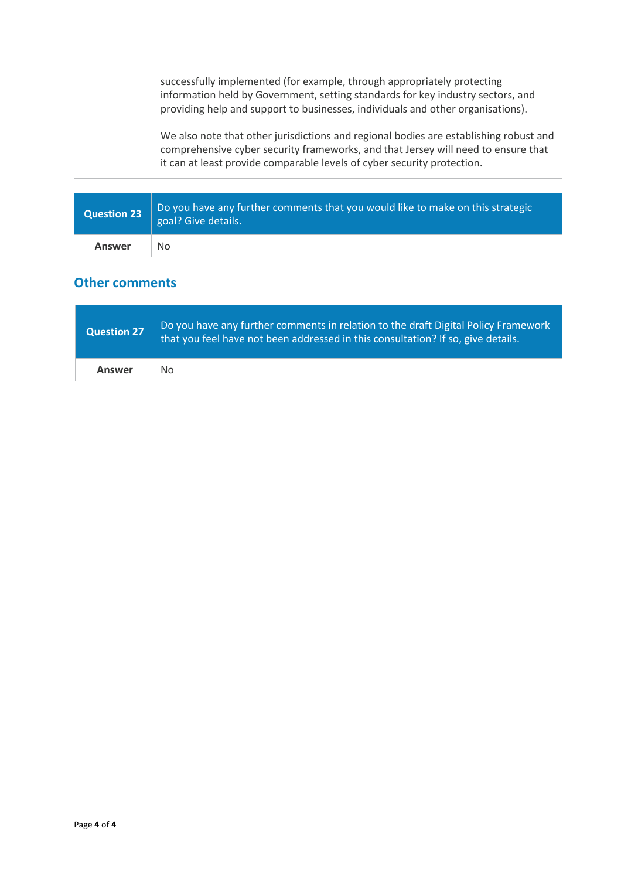| | |
|---|---|
| | successfully implemented (for example, through appropriately protecting information held by Government, setting standards for key industry sectors, and providing help and support to businesses, individuals and other organisations).<br><br>We also note that other jurisdictions and regional bodies are establishing robust and comprehensive cyber security frameworks, and that Jersey will need to ensure that it can at least provide comparable levels of cyber security protection. |

| **Question 23** | Do you have any further comments that you would like to make on this strategic goal? Give details. |
|---|---|
| **Answer** | No |

## Other comments

| **Question 27** | Do you have any further comments in relation to the draft Digital Policy Framework that you feel have not been addressed in this consultation? If so, give details. |
|---|---|
| **Answer** | No |